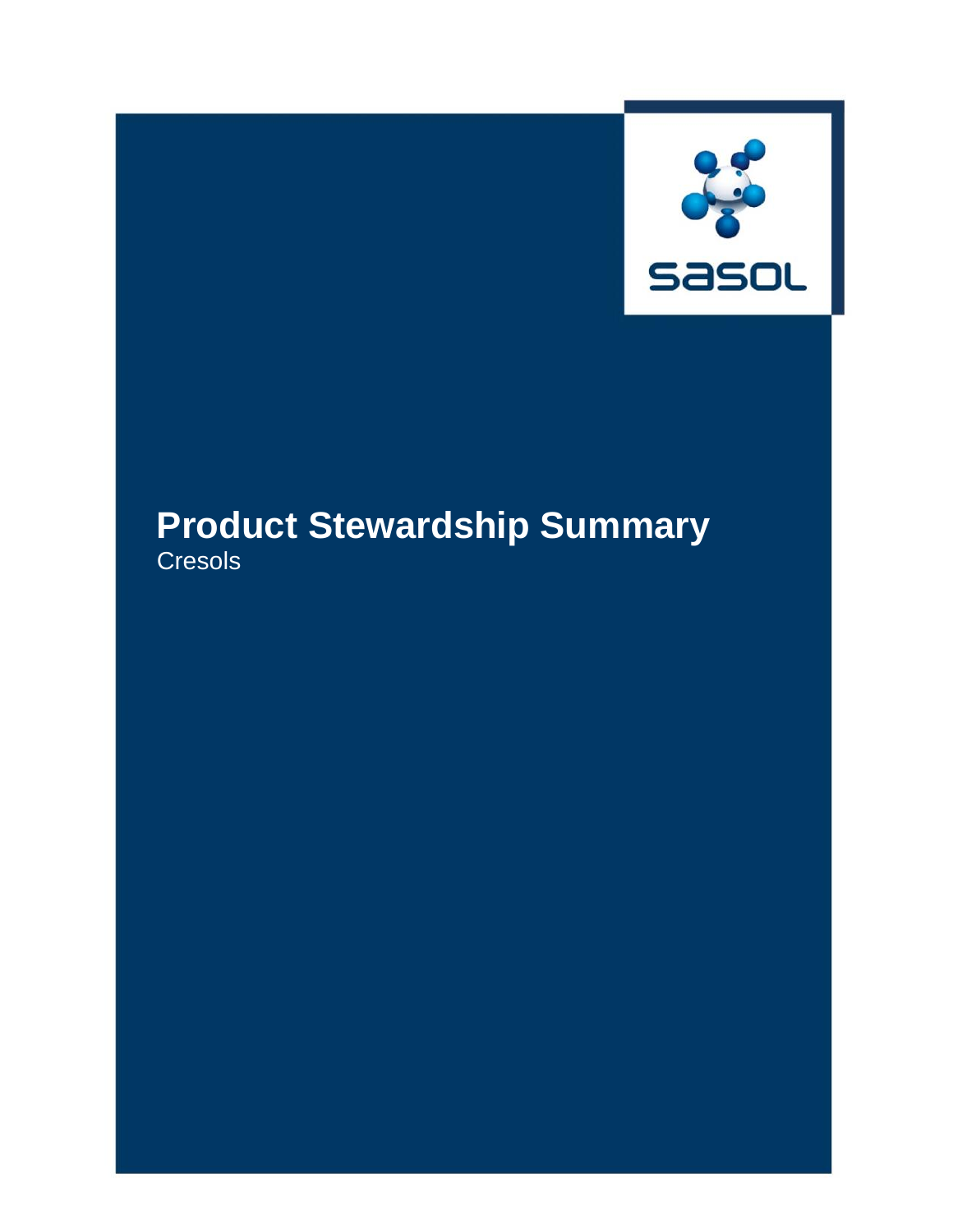sasol

# Product Stewardship Summary

Cresols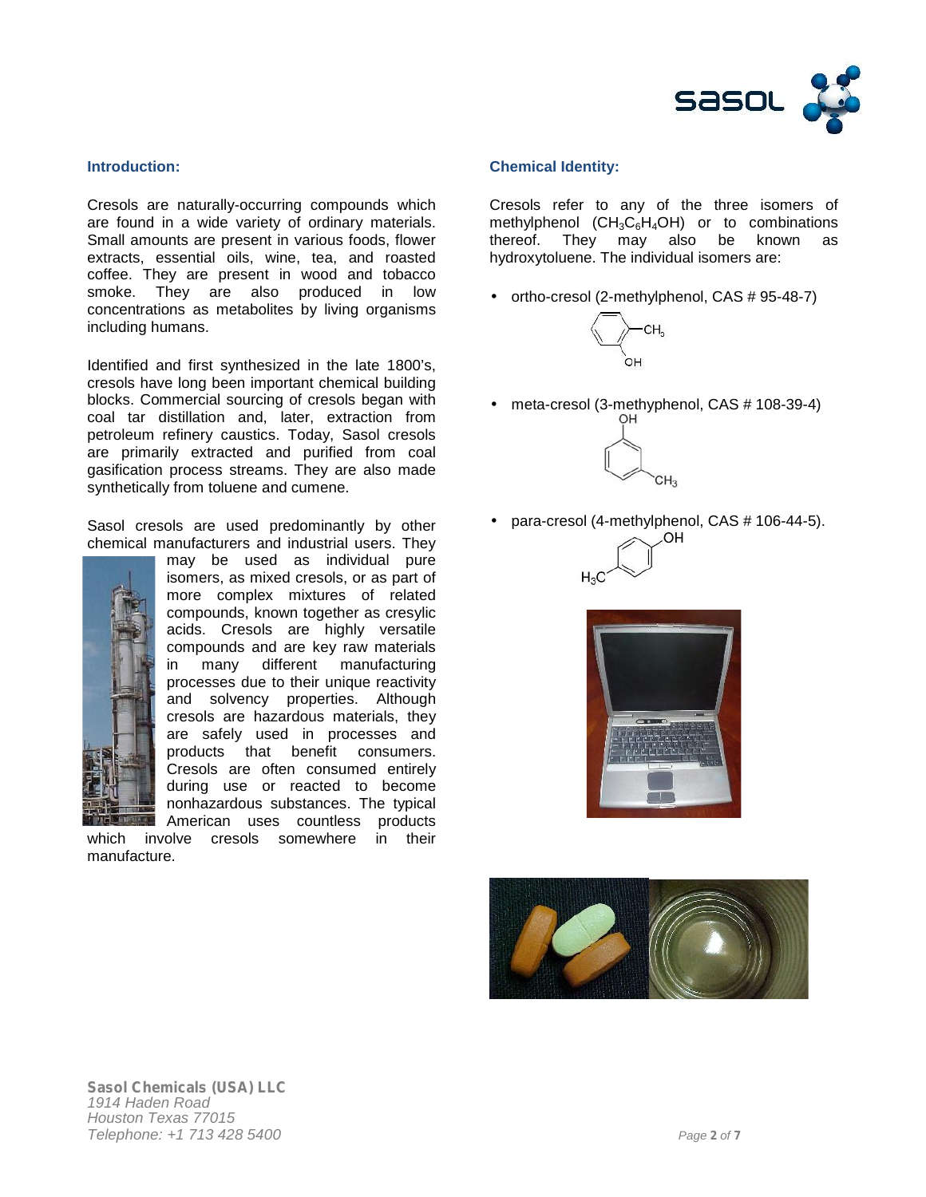## Introduction:

Cresols are naturally-occurring compounds which are found in a wide variety of ordinary materials. Small amounts are present in various foods, flower extracts, essential oils, wine, tea, and roasted coffee. They are present in wood and tobacco smoke. They are also produced in low concentrations as metabolites by living organisms including humans.

Identified and first synthesized in the late 1800's, cresols have long been important chemical building blocks. Commercial sourcing of cresols began with coal tar distillation and, later, extraction from petroleum refinery caustics. Today, Sasol cresols are primarily extracted and purified from coal gasification process streams. They are also made synthetically from toluene and cumene.

Sasol cresols are used predominantly by other chemical manufacturers and industrial users. They may be used as individual pure isomers, as mixed cresols, or as part of more complex mixtures of related compounds, known together as cresylic acids. Cresols are highly versatile compounds and are key raw materials in many different manufacturing processes due to their unique reactivity and solvency properties. Although cresols are hazardous materials, they are safely used in processes and products that benefit consumers. Cresols are often consumed entirely during use or reacted to become nonhazardous substances. The typical American uses countless products which involve cresols somewhere in their manufacture.

## Chemical Identity:

Cresols refer to any of the three isomers of methylphenol ($CH_3C_6H_4OH$) or to combinations thereof. They may also be known as hydroxytoluene. The individual isomers are:

- ortho-cresol (2-methylphenol, CAS # 95-48-7)
- meta-cresol (3-methyphenol, CAS # 108-39-4)
- para-cresol (4-methylphenol, CAS # 106-44-5).

**Sasol Chemicals (USA) LLC**
*1914 Haden Road*
*Houston Texas 77015*
*Telephone: +1 713 428 5400*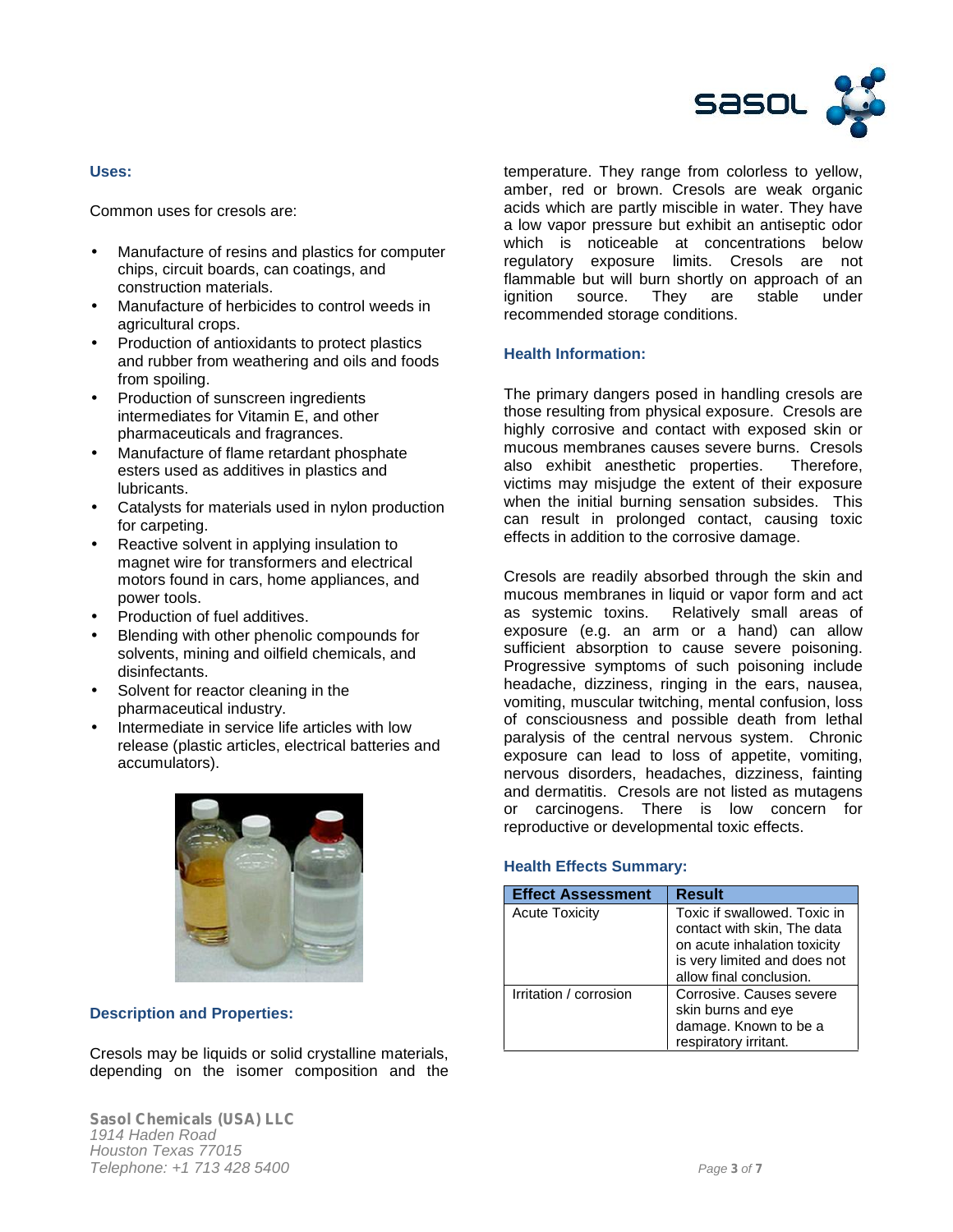## Uses:

Common uses for cresols are:

- Manufacture of resins and plastics for computer chips, circuit boards, can coatings, and construction materials.
- Manufacture of herbicides to control weeds in agricultural crops.
- Production of antioxidants to protect plastics and rubber from weathering and oils and foods from spoiling.
- Production of sunscreen ingredients intermediates for Vitamin E, and other pharmaceuticals and fragrances.
- Manufacture of flame retardant phosphate esters used as additives in plastics and lubricants.
- Catalysts for materials used in nylon production for carpeting.
- Reactive solvent in applying insulation to magnet wire for transformers and electrical motors found in cars, home appliances, and power tools.
- Production of fuel additives.
- Blending with other phenolic compounds for solvents, mining and oilfield chemicals, and disinfectants.
- Solvent for reactor cleaning in the pharmaceutical industry.
- Intermediate in service life articles with low release (plastic articles, electrical batteries and accumulators).

## Description and Properties:

Cresols may be liquids or solid crystalline materials, depending on the isomer composition and the temperature. They range from colorless to yellow, amber, red or brown. Cresols are weak organic acids which are partly miscible in water. They have a low vapor pressure but exhibit an antiseptic odor which is noticeable at concentrations below regulatory exposure limits. Cresols are not flammable but will burn shortly on approach of an ignition source. They are stable under recommended storage conditions.

## Health Information:

The primary dangers posed in handling cresols are those resulting from physical exposure. Cresols are highly corrosive and contact with exposed skin or mucous membranes causes severe burns. Cresols also exhibit anesthetic properties. Therefore, victims may misjudge the extent of their exposure when the initial burning sensation subsides. This can result in prolonged contact, causing toxic effects in addition to the corrosive damage.

Cresols are readily absorbed through the skin and mucous membranes in liquid or vapor form and act as systemic toxins. Relatively small areas of exposure (e.g. an arm or a hand) can allow sufficient absorption to cause severe poisoning. Progressive symptoms of such poisoning include headache, dizziness, ringing in the ears, nausea, vomiting, muscular twitching, mental confusion, loss of consciousness and possible death from lethal paralysis of the central nervous system. Chronic exposure can lead to loss of appetite, vomiting, nervous disorders, headaches, dizziness, fainting and dermatitis. Cresols are not listed as mutagens or carcinogens. There is low concern for reproductive or developmental toxic effects.

## Health Effects Summary:

| Effect Assessment | Result |
|---|---|
| Acute Toxicity | Toxic if swallowed. Toxic in contact with skin, The data on acute inhalation toxicity is very limited and does not allow final conclusion. |
| Irritation / corrosion | Corrosive. Causes severe skin burns and eye damage. Known to be a respiratory irritant. |

**Sasol Chemicals (USA) LLC**
*1914 Haden Road*
*Houston Texas 77015*
*Telephone: +1 713 428 5400*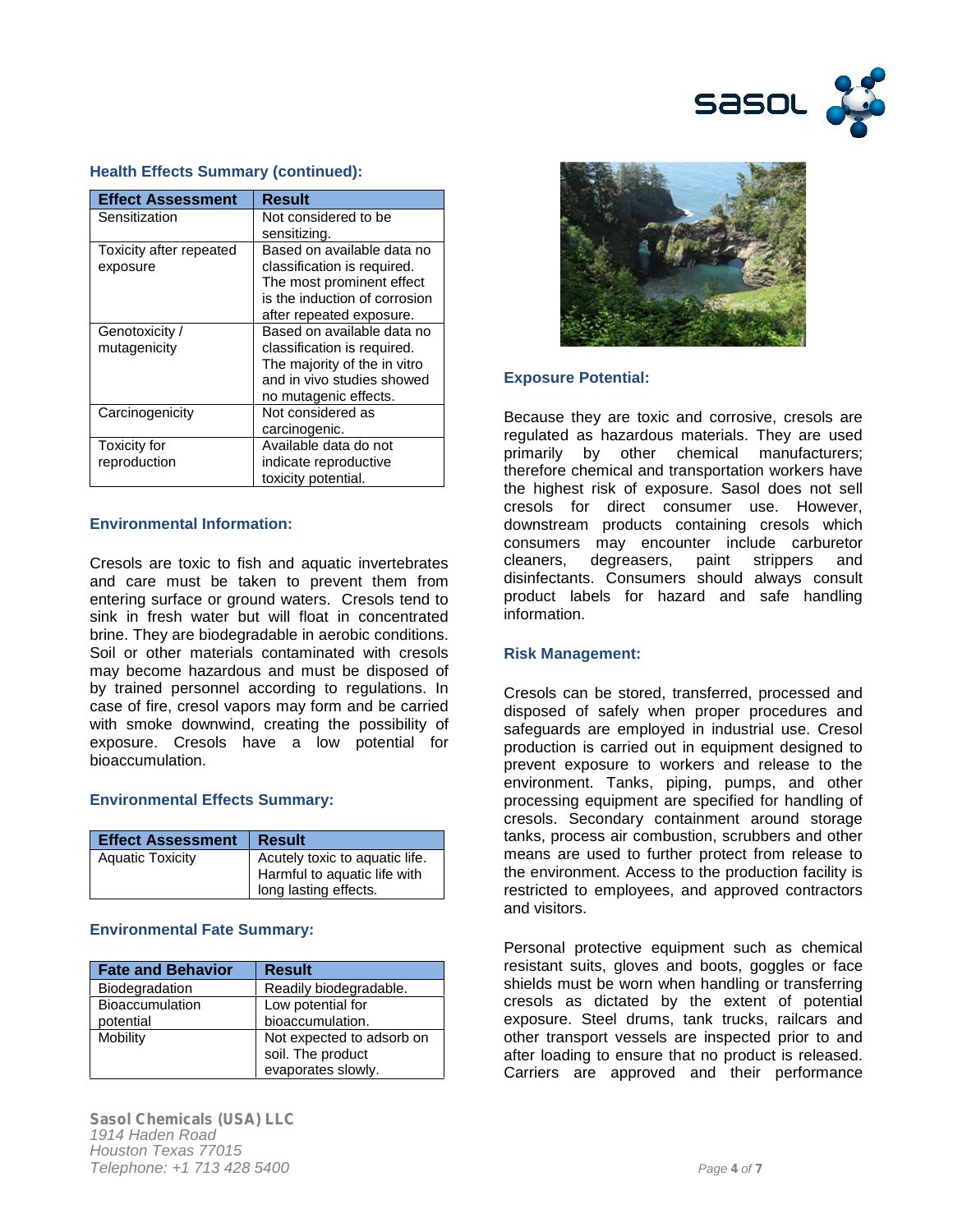### Health Effects Summary (continued):

| Effect Assessment | Result |
|---|---|
| Sensitization | Not considered to be sensitizing. |
| Toxicity after repeated exposure | Based on available data no classification is required. The most prominent effect is the induction of corrosion after repeated exposure. |
| Genotoxicity / mutagenicity | Based on available data no classification is required. The majority of the in vitro and in vivo studies showed no mutagenic effects. |
| Carcinogenicity | Not considered as carcinogenic. |
| Toxicity for reproduction | Available data do not indicate reproductive toxicity potential. |

### Environmental Information:

Cresols are toxic to fish and aquatic invertebrates and care must be taken to prevent them from entering surface or ground waters. Cresols tend to sink in fresh water but will float in concentrated brine. They are biodegradable in aerobic conditions. Soil or other materials contaminated with cresols may become hazardous and must be disposed of by trained personnel according to regulations. In case of fire, cresol vapors may form and be carried with smoke downwind, creating the possibility of exposure. Cresols have a low potential for bioaccumulation.

### Environmental Effects Summary:

| Effect Assessment | Result |
|---|---|
| Aquatic Toxicity | Acutely toxic to aquatic life. Harmful to aquatic life with long lasting effects. |

### Environmental Fate Summary:

| Fate and Behavior | Result |
|---|---|
| Biodegradation | Readily biodegradable. |
| Bioaccumulation potential | Low potential for bioaccumulation. |
| Mobility | Not expected to adsorb on soil. The product evaporates slowly. |

### Exposure Potential:

Because they are toxic and corrosive, cresols are regulated as hazardous materials. They are used primarily by other chemical manufacturers; therefore chemical and transportation workers have the highest risk of exposure. Sasol does not sell cresols for direct consumer use. However, downstream products containing cresols which consumers may encounter include carburetor cleaners, degreasers, paint strippers and disinfectants. Consumers should always consult product labels for hazard and safe handling information.

### Risk Management:

Cresols can be stored, transferred, processed and disposed of safely when proper procedures and safeguards are employed in industrial use. Cresol production is carried out in equipment designed to prevent exposure to workers and release to the environment. Tanks, piping, pumps, and other processing equipment are specified for handling of cresols. Secondary containment around storage tanks, process air combustion, scrubbers and other means are used to further protect from release to the environment. Access to the production facility is restricted to employees, and approved contractors and visitors.

Personal protective equipment such as chemical resistant suits, gloves and boots, goggles or face shields must be worn when handling or transferring cresols as dictated by the extent of potential exposure. Steel drums, tank trucks, railcars and other transport vessels are inspected prior to and after loading to ensure that no product is released. Carriers are approved and their performance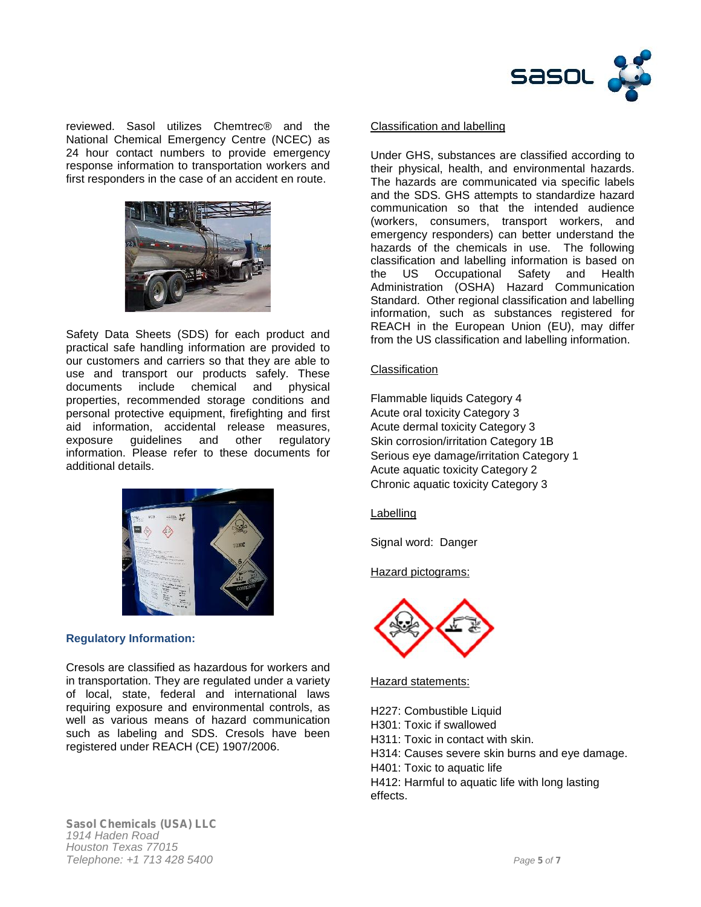reviewed. Sasol utilizes Chemtrec® and the National Chemical Emergency Centre (NCEC) as 24 hour contact numbers to provide emergency response information to transportation workers and first responders in the case of an accident en route.

Safety Data Sheets (SDS) for each product and practical safe handling information are provided to our customers and carriers so that they are able to use and transport our products safely. These documents include chemical and physical properties, recommended storage conditions and personal protective equipment, firefighting and first aid information, accidental release measures, exposure guidelines and other regulatory information. Please refer to these documents for additional details.

### Regulatory Information:

Cresols are classified as hazardous for workers and in transportation. They are regulated under a variety of local, state, federal and international laws requiring exposure and environmental controls, as well as various means of hazard communication such as labeling and SDS. Cresols have been registered under REACH (CE) 1907/2006.

Classification and labelling

Under GHS, substances are classified according to their physical, health, and environmental hazards. The hazards are communicated via specific labels and the SDS. GHS attempts to standardize hazard communication so that the intended audience (workers, consumers, transport workers, and emergency responders) can better understand the hazards of the chemicals in use. The following classification and labelling information is based on the US Occupational Safety and Health Administration (OSHA) Hazard Communication Standard. Other regional classification and labelling information, such as substances registered for REACH in the European Union (EU), may differ from the US classification and labelling information.

Classification

Flammable liquids Category 4
Acute oral toxicity Category 3
Acute dermal toxicity Category 3
Skin corrosion/irritation Category 1B
Serious eye damage/irritation Category 1
Acute aquatic toxicity Category 2
Chronic aquatic toxicity Category 3

Labelling

Signal word: Danger

Hazard pictograms:

Hazard statements:

H227: Combustible Liquid
H301: Toxic if swallowed
H311: Toxic in contact with skin.
H314: Causes severe skin burns and eye damage.
H401: Toxic to aquatic life
H412: Harmful to aquatic life with long lasting effects.

**Sasol Chemicals (USA) LLC**
*1914 Haden Road*
*Houston Texas 77015*
*Telephone: +1 713 428 5400*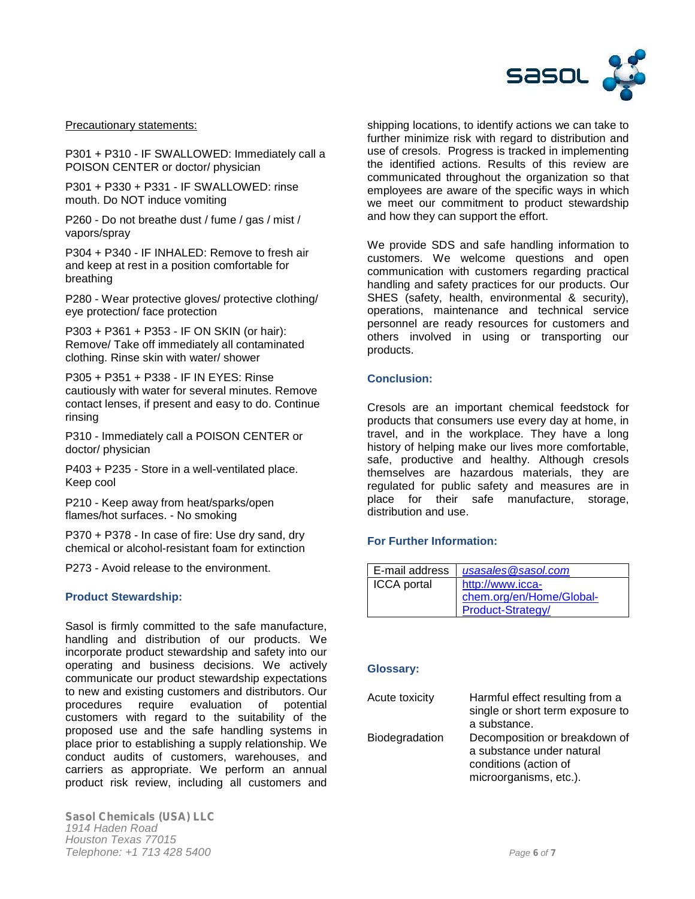Precautionary statements:

P301 + P310 - IF SWALLOWED: Immediately call a POISON CENTER or doctor/ physician

P301 + P330 + P331 - IF SWALLOWED: rinse mouth. Do NOT induce vomiting

P260 - Do not breathe dust / fume / gas / mist / vapors/spray

P304 + P340 - IF INHALED: Remove to fresh air and keep at rest in a position comfortable for breathing

P280 - Wear protective gloves/ protective clothing/ eye protection/ face protection

P303 + P361 + P353 - IF ON SKIN (or hair): Remove/ Take off immediately all contaminated clothing. Rinse skin with water/ shower

P305 + P351 + P338 - IF IN EYES: Rinse cautiously with water for several minutes. Remove contact lenses, if present and easy to do. Continue rinsing

P310 - Immediately call a POISON CENTER or doctor/ physician

P403 + P235 - Store in a well-ventilated place. Keep cool

P210 - Keep away from heat/sparks/open flames/hot surfaces. - No smoking

P370 + P378 - In case of fire: Use dry sand, dry chemical or alcohol-resistant foam for extinction

P273 - Avoid release to the environment.

### Product Stewardship:

Sasol is firmly committed to the safe manufacture, handling and distribution of our products. We incorporate product stewardship and safety into our operating and business decisions. We actively communicate our product stewardship expectations to new and existing customers and distributors. Our procedures require evaluation of potential customers with regard to the suitability of the proposed use and the safe handling systems in place prior to establishing a supply relationship. We conduct audits of customers, warehouses, and carriers as appropriate. We perform an annual product risk review, including all customers and shipping locations, to identify actions we can take to further minimize risk with regard to distribution and use of cresols. Progress is tracked in implementing the identified actions. Results of this review are communicated throughout the organization so that employees are aware of the specific ways in which we meet our commitment to product stewardship and how they can support the effort.

We provide SDS and safe handling information to customers. We welcome questions and open communication with customers regarding practical handling and safety practices for our products. Our SHES (safety, health, environmental & security), operations, maintenance and technical service personnel are ready resources for customers and others involved in using or transporting our products.

### Conclusion:

Cresols are an important chemical feedstock for products that consumers use every day at home, in travel, and in the workplace. They have a long history of helping make our lives more comfortable, safe, productive and healthy. Although cresols themselves are hazardous materials, they are regulated for public safety and measures are in place for their safe manufacture, storage, distribution and use.

### For Further Information:

| E-mail address | *usasales@sasol.com* |
|---|---|
| ICCA portal | http://www.icca-chem.org/en/Home/Global-Product-Strategy/ |

### Glossary:

| | |
|---|---|
| Acute toxicity | Harmful effect resulting from a single or short term exposure to a substance. |
| Biodegradation | Decomposition or breakdown of a substance under natural conditions (action of microorganisms, etc.). |

**Sasol Chemicals (USA) LLC**
*1914 Haden Road*
*Houston Texas 77015*
*Telephone: +1 713 428 5400*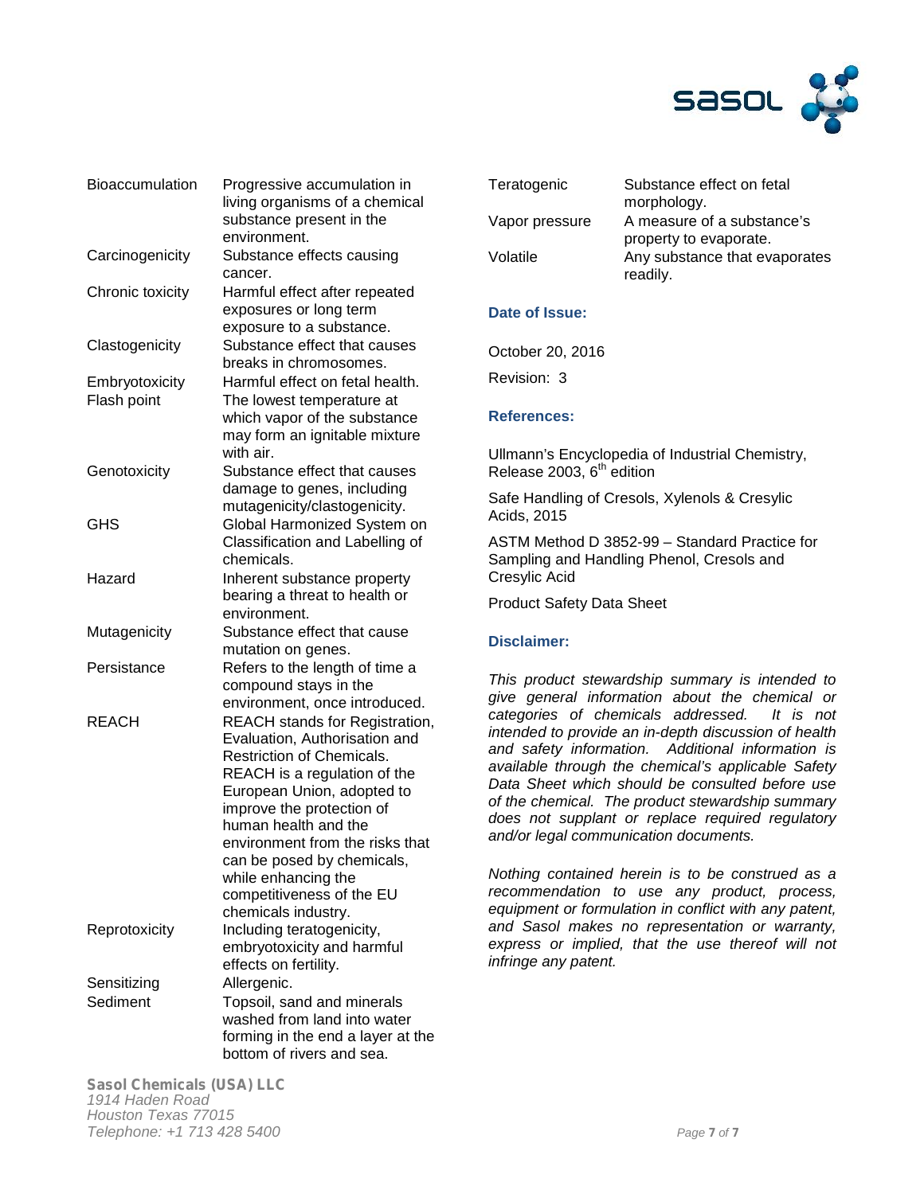| | |
|---|---|
| Bioaccumulation | Progressive accumulation in living organisms of a chemical substance present in the environment. |
| Carcinogenicity | Substance effects causing cancer. |
| Chronic toxicity | Harmful effect after repeated exposures or long term exposure to a substance. |
| Clastogenicity | Substance effect that causes breaks in chromosomes. |
| Embryotoxicity | Harmful effect on fetal health. |
| Flash point | The lowest temperature at which vapor of the substance may form an ignitable mixture with air. |
| Genotoxicity | Substance effect that causes damage to genes, including mutagenicity/clastogenicity. |
| GHS | Global Harmonized System on Classification and Labelling of chemicals. |
| Hazard | Inherent substance property bearing a threat to health or environment. |
| Mutagenicity | Substance effect that cause mutation on genes. |
| Persistance | Refers to the length of time a compound stays in the environment, once introduced. |
| REACH | REACH stands for Registration, Evaluation, Authorisation and Restriction of Chemicals. REACH is a regulation of the European Union, adopted to improve the protection of human health and the environment from the risks that can be posed by chemicals, while enhancing the competitiveness of the EU chemicals industry. |
| Reprotoxicity | Including teratogenicity, embryotoxicity and harmful effects on fertility. |
| Sensitizing | Allergenic. |
| Sediment | Topsoil, sand and minerals washed from land into water forming in the end a layer at the bottom of rivers and sea. |
| Teratogenic | Substance effect on fetal morphology. |
| Vapor pressure | A measure of a substance's property to evaporate. |
| Volatile | Any substance that evaporates readily. |

### Date of Issue:

October 20, 2016

Revision: 3

### References:

Ullmann's Encyclopedia of Industrial Chemistry, Release 2003, 6th edition

Safe Handling of Cresols, Xylenols & Cresylic Acids, 2015

ASTM Method D 3852-99 – Standard Practice for Sampling and Handling Phenol, Cresols and Cresylic Acid

Product Safety Data Sheet

### Disclaimer:

*This product stewardship summary is intended to give general information about the chemical or categories of chemicals addressed. It is not intended to provide an in-depth discussion of health and safety information. Additional information is available through the chemical's applicable Safety Data Sheet which should be consulted before use of the chemical. The product stewardship summary does not supplant or replace required regulatory and/or legal communication documents.*

*Nothing contained herein is to be construed as a recommendation to use any product, process, equipment or formulation in conflict with any patent, and Sasol makes no representation or warranty, express or implied, that the use thereof will not infringe any patent.*

**Sasol Chemicals (USA) LLC**
*1914 Haden Road*
*Houston Texas 77015*
*Telephone: +1 713 428 5400*